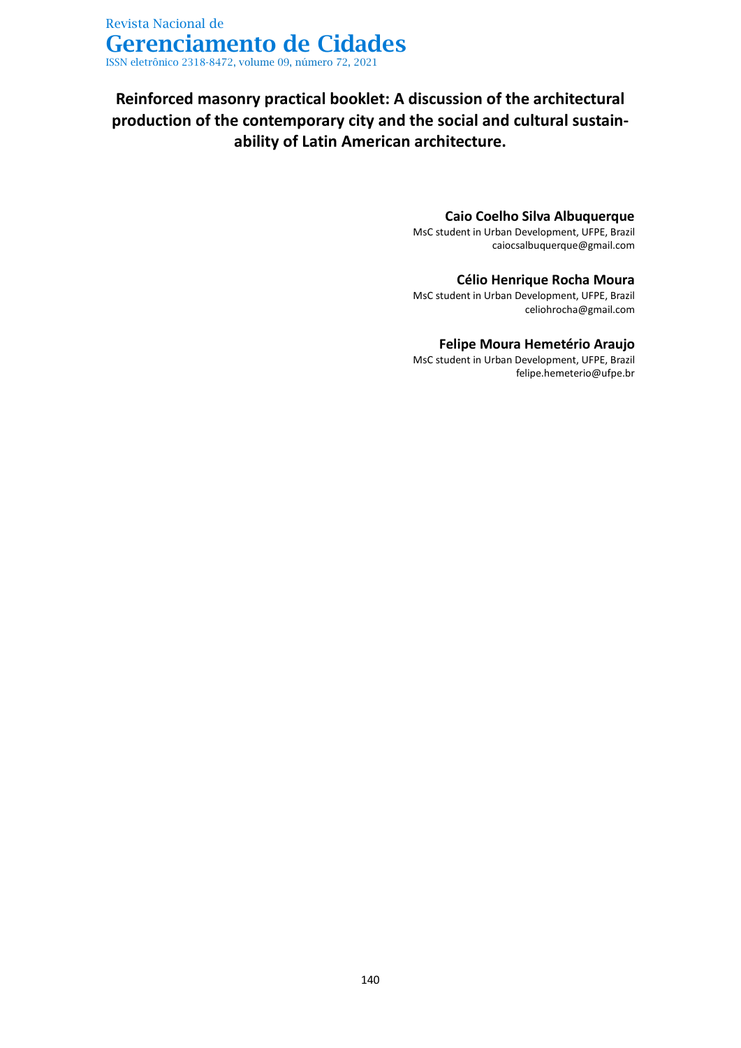# Reinforced masonry practical booklet: A discussion of the architectural production of the contemporary city and the social and cultural sustainability of Latin American architecture.

**Caio Coelho Silva Albuquerque**
MsC student in Urban Development, UFPE, Brazil
caiocsalbuquerque@gmail.com

**Célio Henrique Rocha Moura**
MsC student in Urban Development, UFPE, Brazil
celiohrocha@gmail.com

**Felipe Moura Hemetério Araujo**
MsC student in Urban Development, UFPE, Brazil
felipe.hemeterio@ufpe.br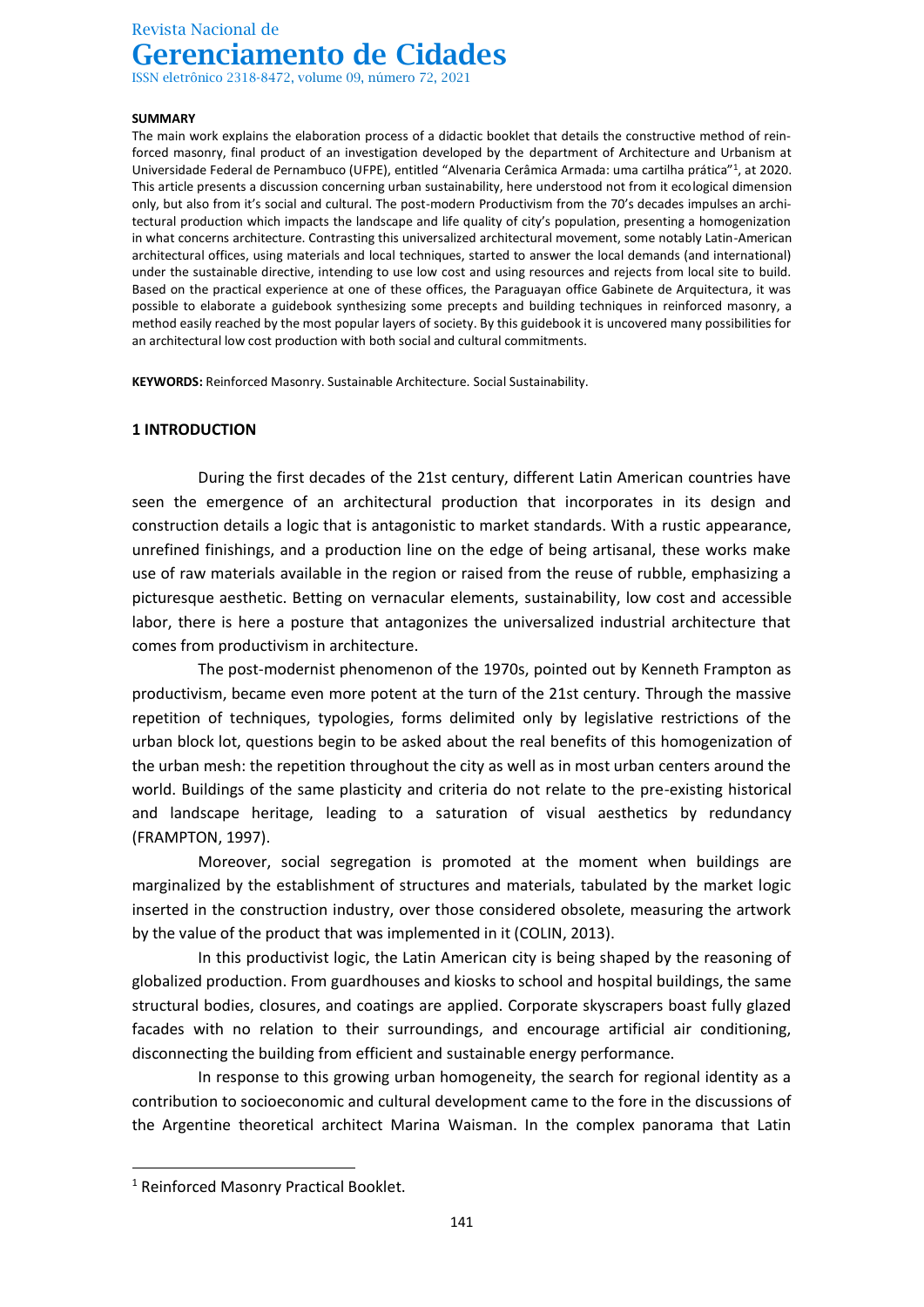**SUMMARY**

The main work explains the elaboration process of a didactic booklet that details the constructive method of reinforced masonry, final product of an investigation developed by the department of Architecture and Urbanism at Universidade Federal de Pernambuco (UFPE), entitled "Alvenaria Cerâmica Armada: uma cartilha prática"[1], at 2020. This article presents a discussion concerning urban sustainability, here understood not from it ecological dimension only, but also from it's social and cultural. The post-modern Productivism from the 70's decades impulses an architectural production which impacts the landscape and life quality of city's population, presenting a homogenization in what concerns architecture. Contrasting this universalized architectural movement, some notably Latin-American architectural offices, using materials and local techniques, started to answer the local demands (and international) under the sustainable directive, intending to use low cost and using resources and rejects from local site to build. Based on the practical experience at one of these offices, the Paraguayan office Gabinete de Arquitectura, it was possible to elaborate a guidebook synthesizing some precepts and building techniques in reinforced masonry, a method easily reached by the most popular layers of society. By this guidebook it is uncovered many possibilities for an architectural low cost production with both social and cultural commitments.

**KEYWORDS:** Reinforced Masonry. Sustainable Architecture. Social Sustainability.

## 1 INTRODUCTION

During the first decades of the 21st century, different Latin American countries have seen the emergence of an architectural production that incorporates in its design and construction details a logic that is antagonistic to market standards. With a rustic appearance, unrefined finishings, and a production line on the edge of being artisanal, these works make use of raw materials available in the region or raised from the reuse of rubble, emphasizing a picturesque aesthetic. Betting on vernacular elements, sustainability, low cost and accessible labor, there is here a posture that antagonizes the universalized industrial architecture that comes from productivism in architecture.

The post-modernist phenomenon of the 1970s, pointed out by Kenneth Frampton as productivism, became even more potent at the turn of the 21st century. Through the massive repetition of techniques, typologies, forms delimited only by legislative restrictions of the urban block lot, questions begin to be asked about the real benefits of this homogenization of the urban mesh: the repetition throughout the city as well as in most urban centers around the world. Buildings of the same plasticity and criteria do not relate to the pre-existing historical and landscape heritage, leading to a saturation of visual aesthetics by redundancy (FRAMPTON, 1997).

Moreover, social segregation is promoted at the moment when buildings are marginalized by the establishment of structures and materials, tabulated by the market logic inserted in the construction industry, over those considered obsolete, measuring the artwork by the value of the product that was implemented in it (COLIN, 2013).

In this productivist logic, the Latin American city is being shaped by the reasoning of globalized production. From guardhouses and kiosks to school and hospital buildings, the same structural bodies, closures, and coatings are applied. Corporate skyscrapers boast fully glazed facades with no relation to their surroundings, and encourage artificial air conditioning, disconnecting the building from efficient and sustainable energy performance.

In response to this growing urban homogeneity, the search for regional identity as a contribution to socioeconomic and cultural development came to the fore in the discussions of the Argentine theoretical architect Marina Waisman. In the complex panorama that Latin

[1] Reinforced Masonry Practical Booklet.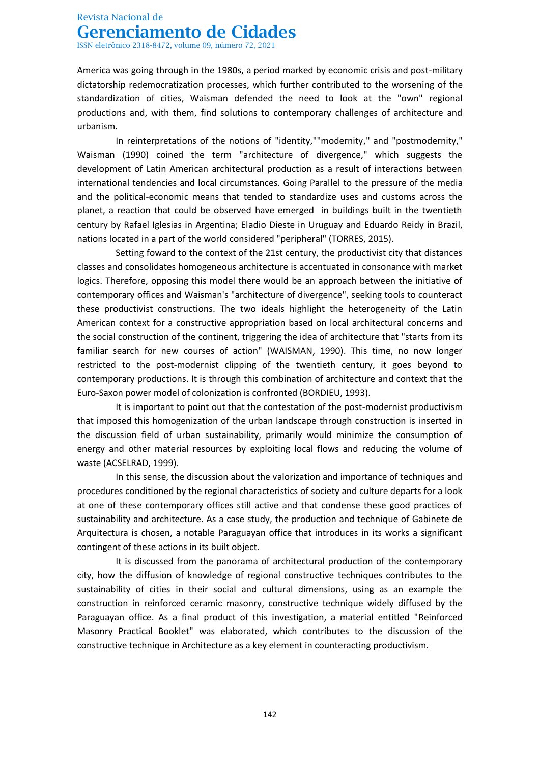America was going through in the 1980s, a period marked by economic crisis and post-military dictatorship redemocratization processes, which further contributed to the worsening of the standardization of cities, Waisman defended the need to look at the "own" regional productions and, with them, find solutions to contemporary challenges of architecture and urbanism.

In reinterpretations of the notions of "identity,""modernity," and "postmodernity," Waisman (1990) coined the term "architecture of divergence," which suggests the development of Latin American architectural production as a result of interactions between international tendencies and local circumstances. Going Parallel to the pressure of the media and the political-economic means that tended to standardize uses and customs across the planet, a reaction that could be observed have emerged in buildings built in the twentieth century by Rafael Iglesias in Argentina; Eladio Dieste in Uruguay and Eduardo Reidy in Brazil, nations located in a part of the world considered "peripheral" (TORRES, 2015).

Setting foward to the context of the 21st century, the productivist city that distances classes and consolidates homogeneous architecture is accentuated in consonance with market logics. Therefore, opposing this model there would be an approach between the initiative of contemporary offices and Waisman's "architecture of divergence", seeking tools to counteract these productivist constructions. The two ideals highlight the heterogeneity of the Latin American context for a constructive appropriation based on local architectural concerns and the social construction of the continent, triggering the idea of architecture that "starts from its familiar search for new courses of action" (WAISMAN, 1990). This time, no now longer restricted to the post-modernist clipping of the twentieth century, it goes beyond to contemporary productions. It is through this combination of architecture and context that the Euro-Saxon power model of colonization is confronted (BORDIEU, 1993).

It is important to point out that the contestation of the post-modernist productivism that imposed this homogenization of the urban landscape through construction is inserted in the discussion field of urban sustainability, primarily would minimize the consumption of energy and other material resources by exploiting local flows and reducing the volume of waste (ACSELRAD, 1999).

In this sense, the discussion about the valorization and importance of techniques and procedures conditioned by the regional characteristics of society and culture departs for a look at one of these contemporary offices still active and that condense these good practices of sustainability and architecture. As a case study, the production and technique of Gabinete de Arquitectura is chosen, a notable Paraguayan office that introduces in its works a significant contingent of these actions in its built object.

It is discussed from the panorama of architectural production of the contemporary city, how the diffusion of knowledge of regional constructive techniques contributes to the sustainability of cities in their social and cultural dimensions, using as an example the construction in reinforced ceramic masonry, constructive technique widely diffused by the Paraguayan office. As a final product of this investigation, a material entitled "Reinforced Masonry Practical Booklet" was elaborated, which contributes to the discussion of the constructive technique in Architecture as a key element in counteracting productivism.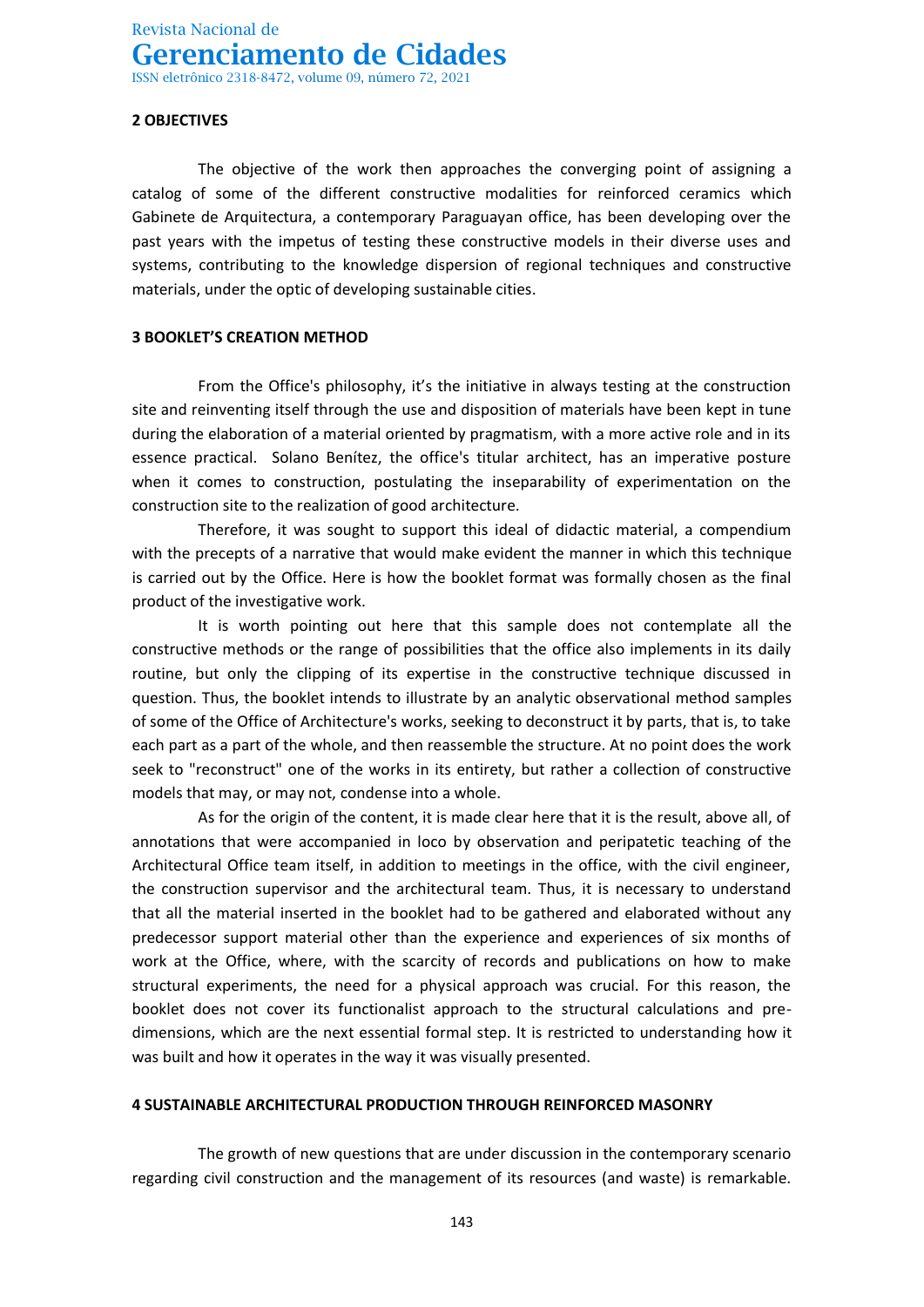## 2 OBJECTIVES

The objective of the work then approaches the converging point of assigning a catalog of some of the different constructive modalities for reinforced ceramics which Gabinete de Arquitectura, a contemporary Paraguayan office, has been developing over the past years with the impetus of testing these constructive models in their diverse uses and systems, contributing to the knowledge dispersion of regional techniques and constructive materials, under the optic of developing sustainable cities.

## 3 BOOKLET'S CREATION METHOD

From the Office's philosophy, it's the initiative in always testing at the construction site and reinventing itself through the use and disposition of materials have been kept in tune during the elaboration of a material oriented by pragmatism, with a more active role and in its essence practical. Solano Benítez, the office's titular architect, has an imperative posture when it comes to construction, postulating the inseparability of experimentation on the construction site to the realization of good architecture.

Therefore, it was sought to support this ideal of didactic material, a compendium with the precepts of a narrative that would make evident the manner in which this technique is carried out by the Office. Here is how the booklet format was formally chosen as the final product of the investigative work.

It is worth pointing out here that this sample does not contemplate all the constructive methods or the range of possibilities that the office also implements in its daily routine, but only the clipping of its expertise in the constructive technique discussed in question. Thus, the booklet intends to illustrate by an analytic observational method samples of some of the Office of Architecture's works, seeking to deconstruct it by parts, that is, to take each part as a part of the whole, and then reassemble the structure. At no point does the work seek to "reconstruct" one of the works in its entirety, but rather a collection of constructive models that may, or may not, condense into a whole.

As for the origin of the content, it is made clear here that it is the result, above all, of annotations that were accompanied in loco by observation and peripatetic teaching of the Architectural Office team itself, in addition to meetings in the office, with the civil engineer, the construction supervisor and the architectural team. Thus, it is necessary to understand that all the material inserted in the booklet had to be gathered and elaborated without any predecessor support material other than the experience and experiences of six months of work at the Office, where, with the scarcity of records and publications on how to make structural experiments, the need for a physical approach was crucial. For this reason, the booklet does not cover its functionalist approach to the structural calculations and pre-dimensions, which are the next essential formal step. It is restricted to understanding how it was built and how it operates in the way it was visually presented.

## 4 SUSTAINABLE ARCHITECTURAL PRODUCTION THROUGH REINFORCED MASONRY

The growth of new questions that are under discussion in the contemporary scenario regarding civil construction and the management of its resources (and waste) is remarkable.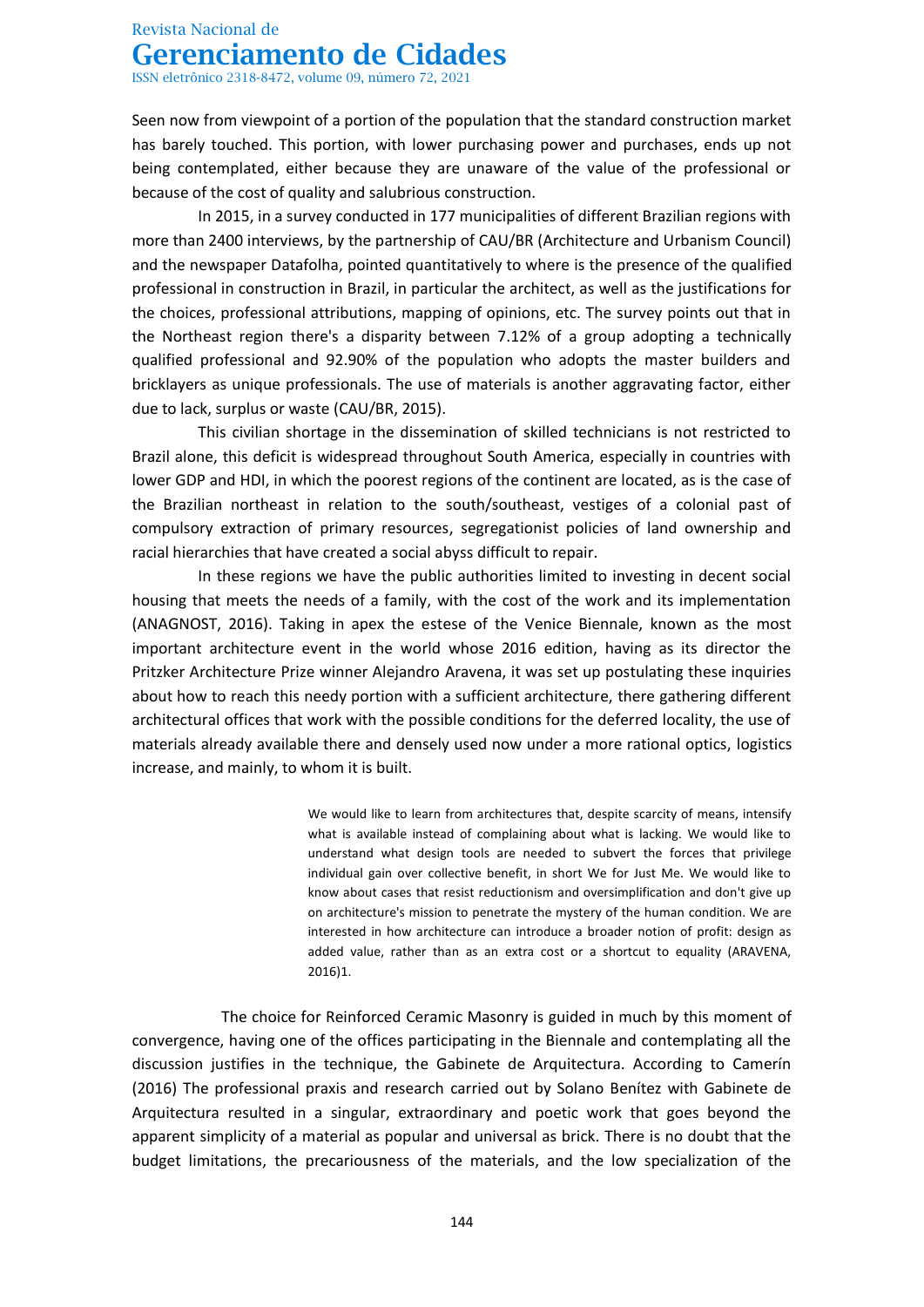Seen now from viewpoint of a portion of the population that the standard construction market has barely touched. This portion, with lower purchasing power and purchases, ends up not being contemplated, either because they are unaware of the value of the professional or because of the cost of quality and salubrious construction.

In 2015, in a survey conducted in 177 municipalities of different Brazilian regions with more than 2400 interviews, by the partnership of CAU/BR (Architecture and Urbanism Council) and the newspaper Datafolha, pointed quantitatively to where is the presence of the qualified professional in construction in Brazil, in particular the architect, as well as the justifications for the choices, professional attributions, mapping of opinions, etc. The survey points out that in the Northeast region there's a disparity between 7.12% of a group adopting a technically qualified professional and 92.90% of the population who adopts the master builders and bricklayers as unique professionals. The use of materials is another aggravating factor, either due to lack, surplus or waste (CAU/BR, 2015).

This civilian shortage in the dissemination of skilled technicians is not restricted to Brazil alone, this deficit is widespread throughout South America, especially in countries with lower GDP and HDI, in which the poorest regions of the continent are located, as is the case of the Brazilian northeast in relation to the south/southeast, vestiges of a colonial past of compulsory extraction of primary resources, segregationist policies of land ownership and racial hierarchies that have created a social abyss difficult to repair.

In these regions we have the public authorities limited to investing in decent social housing that meets the needs of a family, with the cost of the work and its implementation (ANAGNOST, 2016). Taking in apex the estese of the Venice Biennale, known as the most important architecture event in the world whose 2016 edition, having as its director the Pritzker Architecture Prize winner Alejandro Aravena, it was set up postulating these inquiries about how to reach this needy portion with a sufficient architecture, there gathering different architectural offices that work with the possible conditions for the deferred locality, the use of materials already available there and densely used now under a more rational optics, logistics increase, and mainly, to whom it is built.

> We would like to learn from architectures that, despite scarcity of means, intensify what is available instead of complaining about what is lacking. We would like to understand what design tools are needed to subvert the forces that privilege individual gain over collective benefit, in short We for Just Me. We would like to know about cases that resist reductionism and oversimplification and don't give up on architecture's mission to penetrate the mystery of the human condition. We are interested in how architecture can introduce a broader notion of profit: design as added value, rather than as an extra cost or a shortcut to equality (ARAVENA, 2016)[1].

The choice for Reinforced Ceramic Masonry is guided in much by this moment of convergence, having one of the offices participating in the Biennale and contemplating all the discussion justifies in the technique, the Gabinete de Arquitectura. According to Camerín (2016) The professional praxis and research carried out by Solano Benítez with Gabinete de Arquitectura resulted in a singular, extraordinary and poetic work that goes beyond the apparent simplicity of a material as popular and universal as brick. There is no doubt that the budget limitations, the precariousness of the materials, and the low specialization of the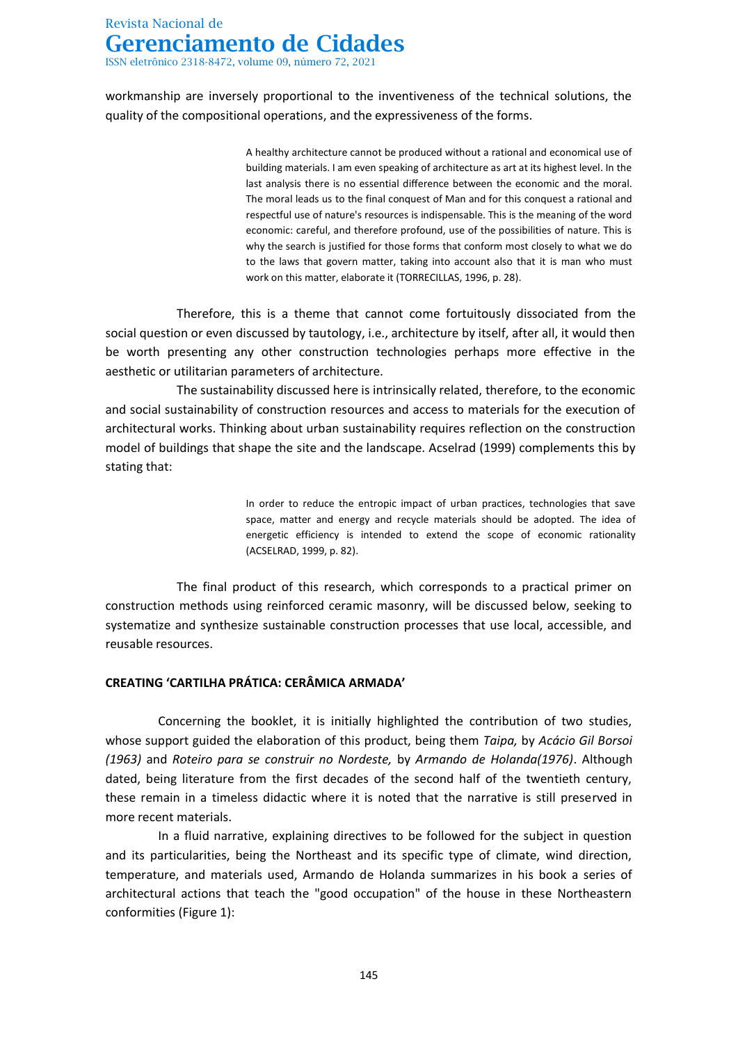workmanship are inversely proportional to the inventiveness of the technical solutions, the quality of the compositional operations, and the expressiveness of the forms.

> A healthy architecture cannot be produced without a rational and economical use of building materials. I am even speaking of architecture as art at its highest level. In the last analysis there is no essential difference between the economic and the moral. The moral leads us to the final conquest of Man and for this conquest a rational and respectful use of nature's resources is indispensable. This is the meaning of the word economic: careful, and therefore profound, use of the possibilities of nature. This is why the search is justified for those forms that conform most closely to what we do to the laws that govern matter, taking into account also that it is man who must work on this matter, elaborate it (TORRECILLAS, 1996, p. 28).

Therefore, this is a theme that cannot come fortuitously dissociated from the social question or even discussed by tautology, i.e., architecture by itself, after all, it would then be worth presenting any other construction technologies perhaps more effective in the aesthetic or utilitarian parameters of architecture.

The sustainability discussed here is intrinsically related, therefore, to the economic and social sustainability of construction resources and access to materials for the execution of architectural works. Thinking about urban sustainability requires reflection on the construction model of buildings that shape the site and the landscape. Acselrad (1999) complements this by stating that:

> In order to reduce the entropic impact of urban practices, technologies that save space, matter and energy and recycle materials should be adopted. The idea of energetic efficiency is intended to extend the scope of economic rationality (ACSELRAD, 1999, p. 82).

The final product of this research, which corresponds to a practical primer on construction methods using reinforced ceramic masonry, will be discussed below, seeking to systematize and synthesize sustainable construction processes that use local, accessible, and reusable resources.

**CREATING 'CARTILHA PRÁTICA: CERÂMICA ARMADA'**

Concerning the booklet, it is initially highlighted the contribution of two studies, whose support guided the elaboration of this product, being them *Taipa,* by *Acácio Gil Borsoi (1963)* and *Roteiro para se construir no Nordeste,* by *Armando de Holanda(1976)*. Although dated, being literature from the first decades of the second half of the twentieth century, these remain in a timeless didactic where it is noted that the narrative is still preserved in more recent materials.

In a fluid narrative, explaining directives to be followed for the subject in question and its particularities, being the Northeast and its specific type of climate, wind direction, temperature, and materials used, Armando de Holanda summarizes in his book a series of architectural actions that teach the "good occupation" of the house in these Northeastern conformities (Figure 1):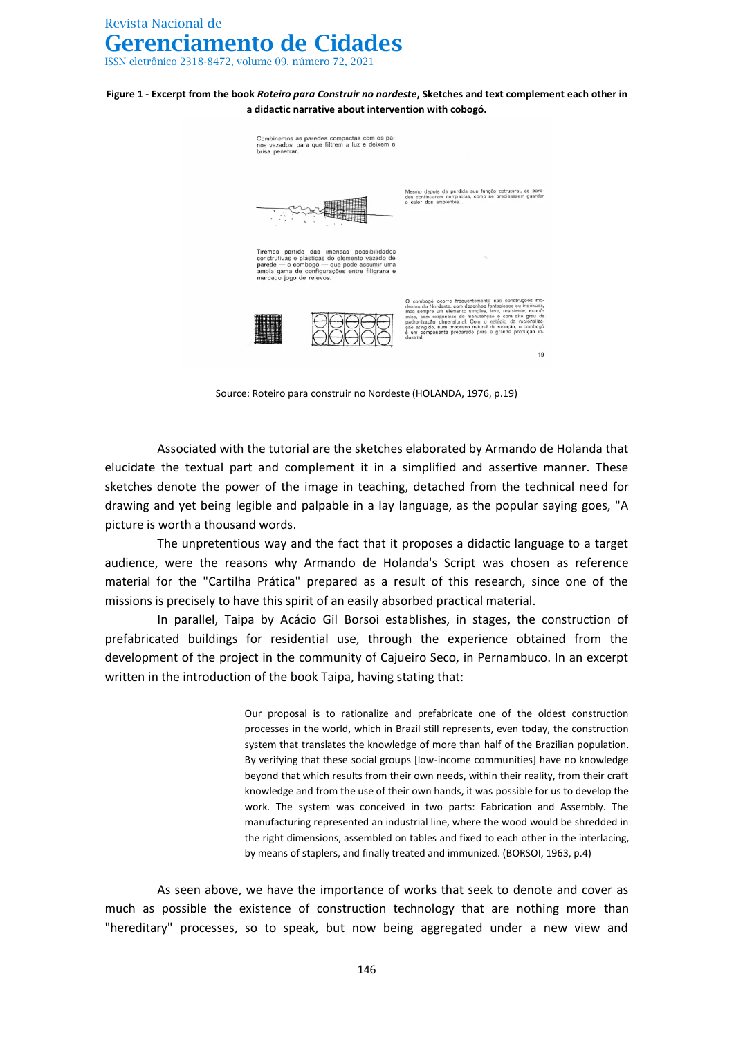**Figure 1 - Excerpt from the book *Roteiro para Construir no nordeste*, Sketches and text complement each other in a didactic narrative about intervention with cobogó.**

Combinemos as paredes compactas com os panos vazados, para que filtrem a luz e deixem a brisa penetrar.

Mesmo depois de perdida sua função estrutural, as paredes continuaram compactas, como se precisassem guardar o calor dos ambientes...

Tiremos partido das imensas possibilidades construtivas e plásticas do elemento vazado de parede — o cobogó — que pode assumir uma ampla gama de configurações entre filigrana e marcado jogo de relevos.

O cobogó ocorre frequentemente nas construções modestas do Nordeste, com desenhos fantasiosos ou ingênuos, mas sempre um elemento simples, leve, resistente, econômico, sem exigências de manutenção e com alto grau de padronização dimensional. Com o estágio de racionalização atingido, num processo natural de seleção, o cobogó é um componente preparado para a grande produção industrial.

19

Source: Roteiro para construir no Nordeste (HOLANDA, 1976, p.19)

Associated with the tutorial are the sketches elaborated by Armando de Holanda that elucidate the textual part and complement it in a simplified and assertive manner. These sketches denote the power of the image in teaching, detached from the technical need for drawing and yet being legible and palpable in a lay language, as the popular saying goes, "A picture is worth a thousand words.

The unpretentious way and the fact that it proposes a didactic language to a target audience, were the reasons why Armando de Holanda's Script was chosen as reference material for the "Cartilha Prática" prepared as a result of this research, since one of the missions is precisely to have this spirit of an easily absorbed practical material.

In parallel, Taipa by Acácio Gil Borsoi establishes, in stages, the construction of prefabricated buildings for residential use, through the experience obtained from the development of the project in the community of Cajueiro Seco, in Pernambuco. In an excerpt written in the introduction of the book Taipa, having stating that:

> Our proposal is to rationalize and prefabricate one of the oldest construction processes in the world, which in Brazil still represents, even today, the construction system that translates the knowledge of more than half of the Brazilian population. By verifying that these social groups [low-income communities] have no knowledge beyond that which results from their own needs, within their reality, from their craft knowledge and from the use of their own hands, it was possible for us to develop the work. The system was conceived in two parts: Fabrication and Assembly. The manufacturing represented an industrial line, where the wood would be shredded in the right dimensions, assembled on tables and fixed to each other in the interlacing, by means of staplers, and finally treated and immunized. (BORSOI, 1963, p.4)

As seen above, we have the importance of works that seek to denote and cover as much as possible the existence of construction technology that are nothing more than "hereditary" processes, so to speak, but now being aggregated under a new view and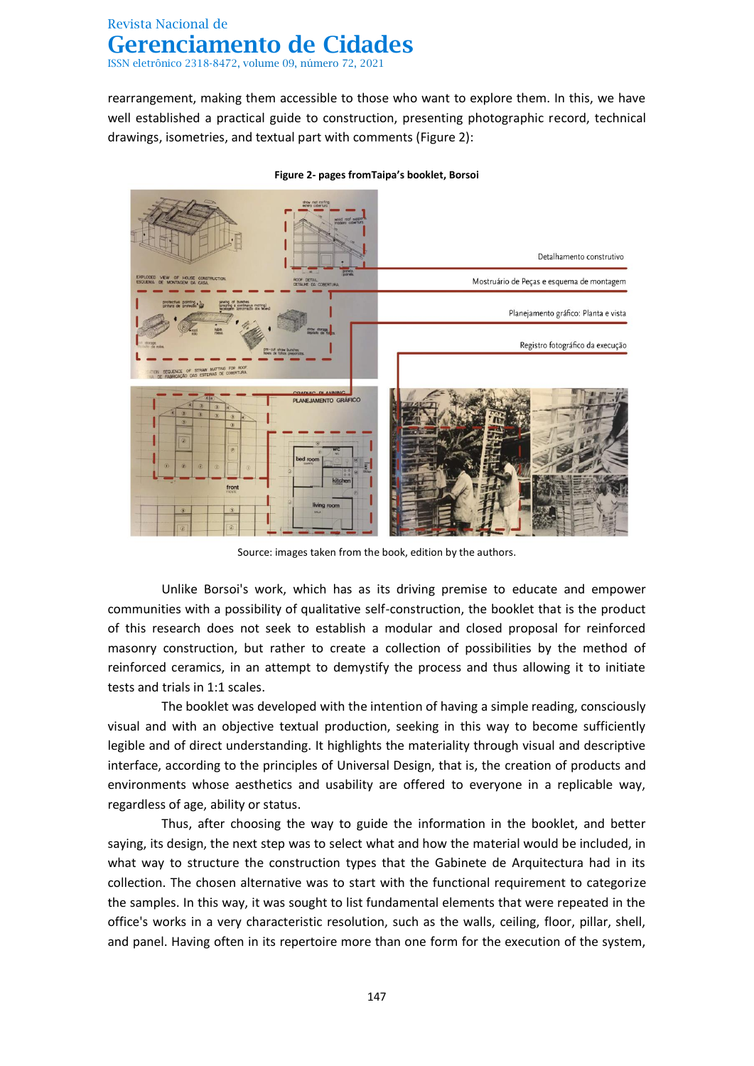rearrangement, making them accessible to those who want to explore them. In this, we have well established a practical guide to construction, presenting photographic record, technical drawings, isometries, and textual part with comments (Figure 2):

**Figure 2- pages fromTaipa's booklet, Borsoi**

Source: images taken from the book, edition by the authors.

Unlike Borsoi's work, which has as its driving premise to educate and empower communities with a possibility of qualitative self-construction, the booklet that is the product of this research does not seek to establish a modular and closed proposal for reinforced masonry construction, but rather to create a collection of possibilities by the method of reinforced ceramics, in an attempt to demystify the process and thus allowing it to initiate tests and trials in 1:1 scales.

The booklet was developed with the intention of having a simple reading, consciously visual and with an objective textual production, seeking in this way to become sufficiently legible and of direct understanding. It highlights the materiality through visual and descriptive interface, according to the principles of Universal Design, that is, the creation of products and environments whose aesthetics and usability are offered to everyone in a replicable way, regardless of age, ability or status.

Thus, after choosing the way to guide the information in the booklet, and better saying, its design, the next step was to select what and how the material would be included, in what way to structure the construction types that the Gabinete de Arquitectura had in its collection. The chosen alternative was to start with the functional requirement to categorize the samples. In this way, it was sought to list fundamental elements that were repeated in the office's works in a very characteristic resolution, such as the walls, ceiling, floor, pillar, shell, and panel. Having often in its repertoire more than one form for the execution of the system,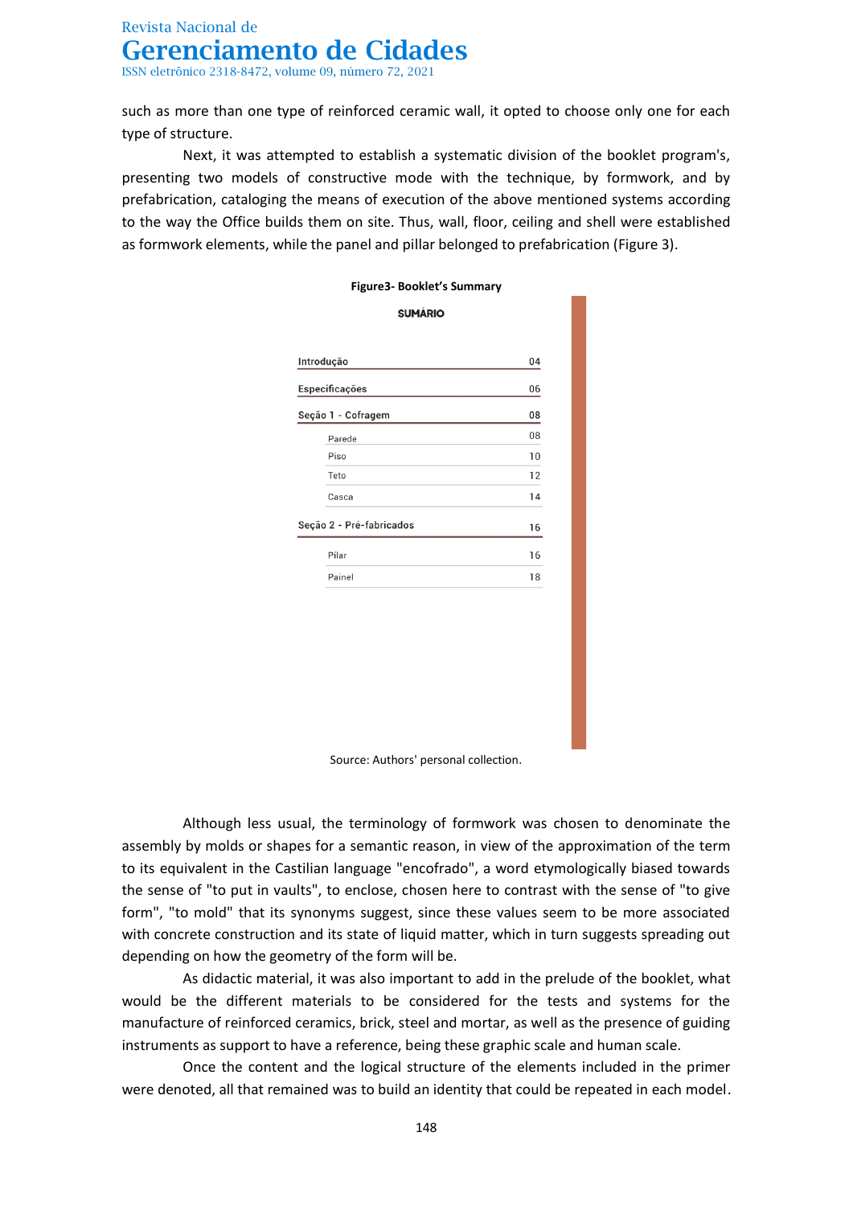such as more than one type of reinforced ceramic wall, it opted to choose only one for each type of structure.

Next, it was attempted to establish a systematic division of the booklet program's, presenting two models of constructive mode with the technique, by formwork, and by prefabrication, cataloging the means of execution of the above mentioned systems according to the way the Office builds them on site. Thus, wall, floor, ceiling and shell were established as formwork elements, while the panel and pillar belonged to prefabrication (Figure 3).

**Figure3- Booklet's Summary**

**SUMÁRIO**

| | |
|---|---|
| Introdução | 04 |
| Especificações | 06 |
| Seção 1 - Cofragem | 08 |
| Parede | 08 |
| Piso | 10 |
| Teto | 12 |
| Casca | 14 |
| Seção 2 - Pré-fabricados | 16 |
| Pilar | 16 |
| Painel | 18 |

Source: Authors' personal collection.

Although less usual, the terminology of formwork was chosen to denominate the assembly by molds or shapes for a semantic reason, in view of the approximation of the term to its equivalent in the Castilian language "encofrado", a word etymologically biased towards the sense of "to put in vaults", to enclose, chosen here to contrast with the sense of "to give form", "to mold" that its synonyms suggest, since these values seem to be more associated with concrete construction and its state of liquid matter, which in turn suggests spreading out depending on how the geometry of the form will be.

As didactic material, it was also important to add in the prelude of the booklet, what would be the different materials to be considered for the tests and systems for the manufacture of reinforced ceramics, brick, steel and mortar, as well as the presence of guiding instruments as support to have a reference, being these graphic scale and human scale.

Once the content and the logical structure of the elements included in the primer were denoted, all that remained was to build an identity that could be repeated in each model.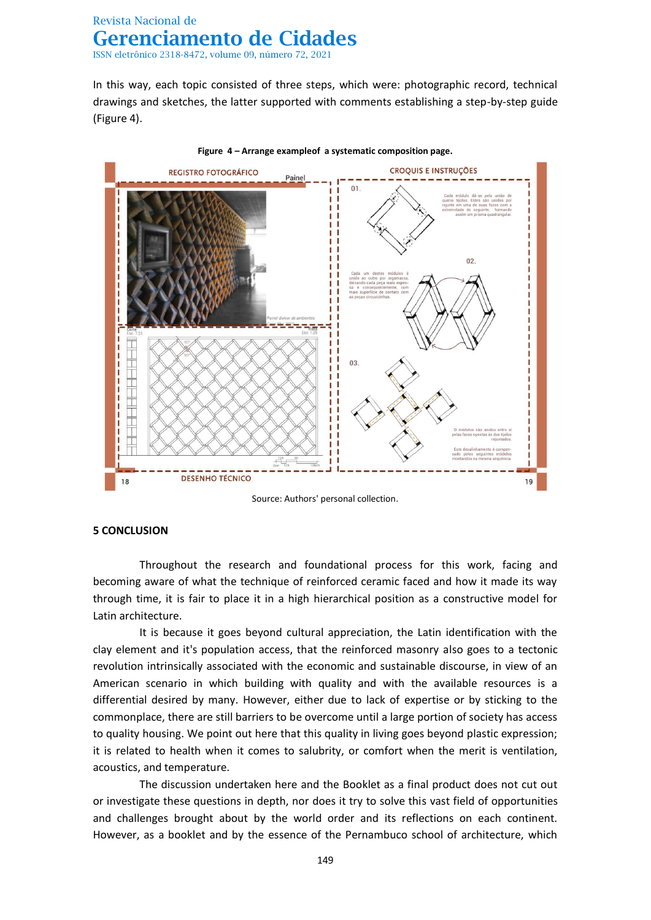In this way, each topic consisted of three steps, which were: photographic record, technical drawings and sketches, the latter supported with comments establishing a step-by-step guide (Figure 4).

**Figure 4 – Arrange exampleof a systematic composition page.**

Source: Authors' personal collection.

## 5 CONCLUSION

Throughout the research and foundational process for this work, facing and becoming aware of what the technique of reinforced ceramic faced and how it made its way through time, it is fair to place it in a high hierarchical position as a constructive model for Latin architecture.

It is because it goes beyond cultural appreciation, the Latin identification with the clay element and it's population access, that the reinforced masonry also goes to a tectonic revolution intrinsically associated with the economic and sustainable discourse, in view of an American scenario in which building with quality and with the available resources is a differential desired by many. However, either due to lack of expertise or by sticking to the commonplace, there are still barriers to be overcome until a large portion of society has access to quality housing. We point out here that this quality in living goes beyond plastic expression; it is related to health when it comes to salubrity, or comfort when the merit is ventilation, acoustics, and temperature.

The discussion undertaken here and the Booklet as a final product does not cut out or investigate these questions in depth, nor does it try to solve this vast field of opportunities and challenges brought about by the world order and its reflections on each continent. However, as a booklet and by the essence of the Pernambuco school of architecture, which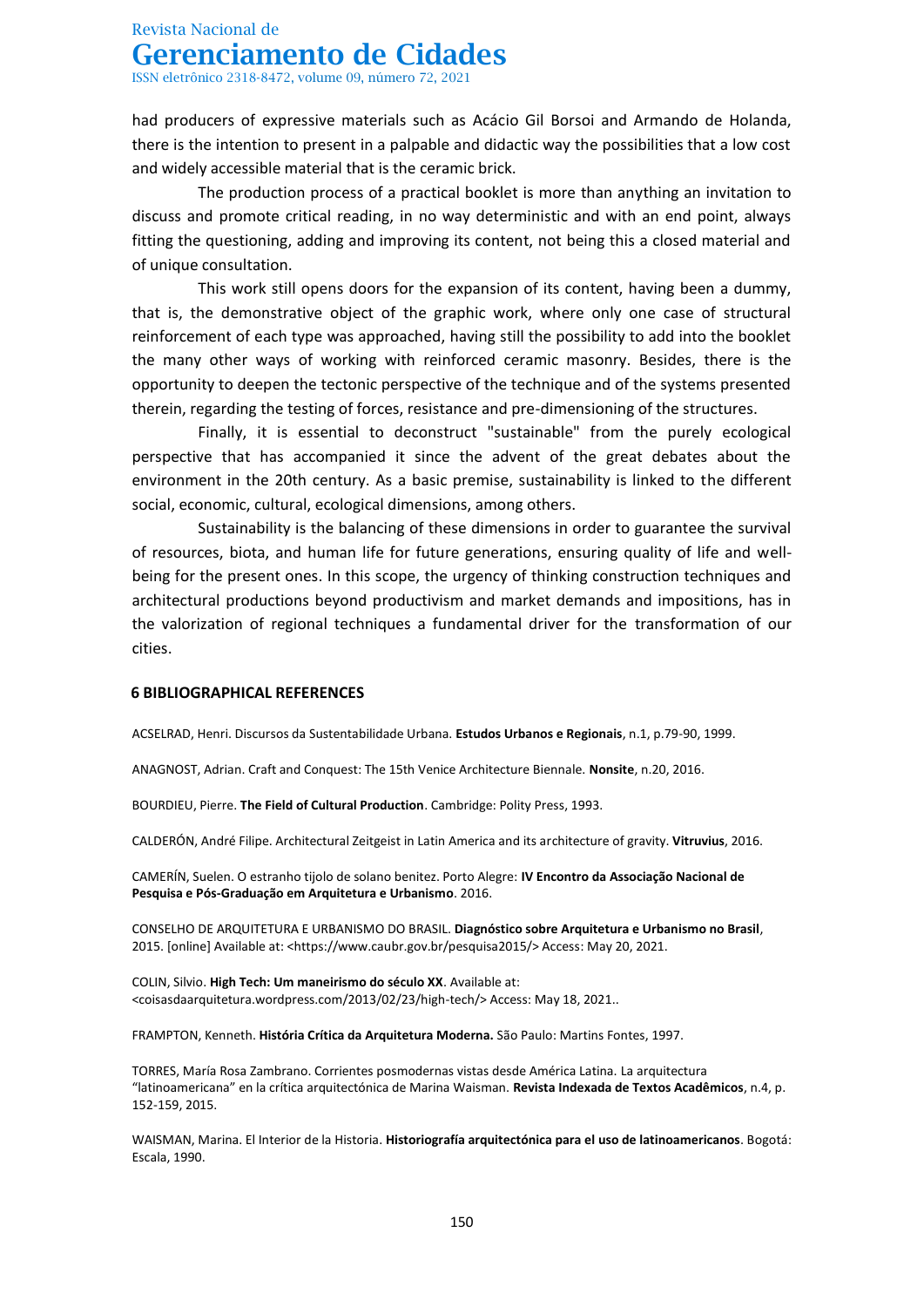had producers of expressive materials such as Acácio Gil Borsoi and Armando de Holanda, there is the intention to present in a palpable and didactic way the possibilities that a low cost and widely accessible material that is the ceramic brick.

The production process of a practical booklet is more than anything an invitation to discuss and promote critical reading, in no way deterministic and with an end point, always fitting the questioning, adding and improving its content, not being this a closed material and of unique consultation.

This work still opens doors for the expansion of its content, having been a dummy, that is, the demonstrative object of the graphic work, where only one case of structural reinforcement of each type was approached, having still the possibility to add into the booklet the many other ways of working with reinforced ceramic masonry. Besides, there is the opportunity to deepen the tectonic perspective of the technique and of the systems presented therein, regarding the testing of forces, resistance and pre-dimensioning of the structures.

Finally, it is essential to deconstruct "sustainable" from the purely ecological perspective that has accompanied it since the advent of the great debates about the environment in the 20th century. As a basic premise, sustainability is linked to the different social, economic, cultural, ecological dimensions, among others.

Sustainability is the balancing of these dimensions in order to guarantee the survival of resources, biota, and human life for future generations, ensuring quality of life and well-being for the present ones. In this scope, the urgency of thinking construction techniques and architectural productions beyond productivism and market demands and impositions, has in the valorization of regional techniques a fundamental driver for the transformation of our cities.

## 6 BIBLIOGRAPHICAL REFERENCES

ACSELRAD, Henri. Discursos da Sustentabilidade Urbana. **Estudos Urbanos e Regionais**, n.1, p.79-90, 1999.

ANAGNOST, Adrian. Craft and Conquest: The 15th Venice Architecture Biennale. **Nonsite**, n.20, 2016.

BOURDIEU, Pierre. **The Field of Cultural Production**. Cambridge: Polity Press, 1993.

CALDERÓN, André Filipe. Architectural Zeitgeist in Latin America and its architecture of gravity. **Vitruvius**, 2016.

CAMERÍN, Suelen. O estranho tijolo de solano benitez. Porto Alegre: **IV Encontro da Associação Nacional de Pesquisa e Pós-Graduação em Arquitetura e Urbanismo**. 2016.

CONSELHO DE ARQUITETURA E URBANISMO DO BRASIL. **Diagnóstico sobre Arquitetura e Urbanismo no Brasil**, 2015. [online] Available at: <https://www.caubr.gov.br/pesquisa2015/> Access: May 20, 2021.

COLIN, Silvio. **High Tech: Um maneirismo do século XX**. Available at: <coisasdaarquitetura.wordpress.com/2013/02/23/high-tech/> Access: May 18, 2021..

FRAMPTON, Kenneth. **História Crítica da Arquitetura Moderna.** São Paulo: Martins Fontes, 1997.

TORRES, María Rosa Zambrano. Corrientes posmodernas vistas desde América Latina. La arquitectura “latinoamericana” en la crítica arquitectónica de Marina Waisman. **Revista Indexada de Textos Acadêmicos**, n.4, p. 152-159, 2015.

WAISMAN, Marina. El Interior de la Historia. **Historiografía arquitectónica para el uso de latinoamericanos**. Bogotá: Escala, 1990.